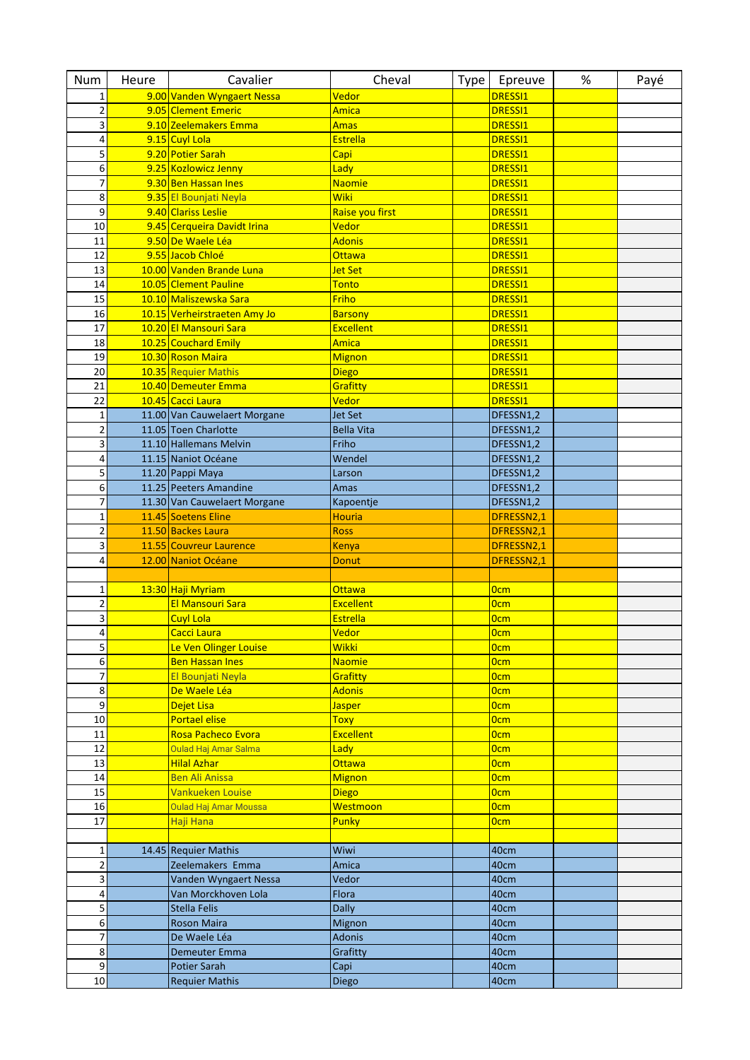| Num | Heure | Cavalier | Cheval | Type | Epreuve | % | Payé |
|---|---|---|---|---|---|---|---|
| 1 | 9.00 | Vanden Wyngaert Nessa | Vedor | | DRESSI1 | | |
| 2 | 9.05 | Clement Emeric | Amica | | DRESSI1 | | |
| 3 | 9.10 | Zeelemakers Emma | Amas | | DRESSI1 | | |
| 4 | 9.15 | Cuyl Lola | Estrella | | DRESSI1 | | |
| 5 | 9.20 | Potier Sarah | Capi | | DRESSI1 | | |
| 6 | 9.25 | Kozlowicz Jenny | Lady | | DRESSI1 | | |
| 7 | 9.30 | Ben Hassan Ines | Naomie | | DRESSI1 | | |
| 8 | 9.35 | El Bounjati Neyla | Wiki | | DRESSI1 | | |
| 9 | 9.40 | Clariss Leslie | Raise you first | | DRESSI1 | | |
| 10 | 9.45 | Cerqueira Davidt Irina | Vedor | | DRESSI1 | | |
| 11 | 9.50 | De Waele Léa | Adonis | | DRESSI1 | | |
| 12 | 9.55 | Jacob Chloé | Ottawa | | DRESSI1 | | |
| 13 | 10.00 | Vanden Brande Luna | Jet Set | | DRESSI1 | | |
| 14 | 10.05 | Clement Pauline | Tonto | | DRESSI1 | | |
| 15 | 10.10 | Maliszewska Sara | Friho | | DRESSI1 | | |
| 16 | 10.15 | Verheirstraeten Amy Jo | Barsony | | DRESSI1 | | |
| 17 | 10.20 | El Mansouri Sara | Excellent | | DRESSI1 | | |
| 18 | 10.25 | Couchard Emily | Amica | | DRESSI1 | | |
| 19 | 10.30 | Roson Maira | Mignon | | DRESSI1 | | |
| 20 | 10.35 | Requier Mathis | Diego | | DRESSI1 | | |
| 21 | 10.40 | Demeuter Emma | Grafitty | | DRESSI1 | | |
| 22 | 10.45 | Cacci Laura | Vedor | | DRESSI1 | | |
| 1 | 11.00 | Van Cauwelaert Morgane | Jet Set | | DFESSN1,2 | | |
| 2 | 11.05 | Toen Charlotte | Bella Vita | | DFESSN1,2 | | |
| 3 | 11.10 | Hallemans Melvin | Friho | | DFESSN1,2 | | |
| 4 | 11.15 | Naniot Océane | Wendel | | DFESSN1,2 | | |
| 5 | 11.20 | Pappi Maya | Larson | | DFESSN1,2 | | |
| 6 | 11.25 | Peeters Amandine | Amas | | DFESSN1,2 | | |
| 7 | 11.30 | Van Cauwelaert Morgane | Kapoentje | | DFESSN1,2 | | |
| 1 | 11.45 | Soetens Eline | Houria | | DFRESSN2,1 | | |
| 2 | 11.50 | Backes Laura | Ross | | DFRESSN2,1 | | |
| 3 | 11.55 | Couvreur Laurence | Kenya | | DFRESSN2,1 | | |
| 4 | 12.00 | Naniot Océane | Donut | | DFRESSN2,1 | | |
| | | | | | | | |
| 1 | 13:30 | Haji Myriam | Ottawa | | 0cm | | |
| 2 | | El Mansouri Sara | Excellent | | 0cm | | |
| 3 | | Cuyl Lola | Estrella | | 0cm | | |
| 4 | | Cacci Laura | Vedor | | 0cm | | |
| 5 | | Le Ven Olinger Louise | Wikki | | 0cm | | |
| 6 | | Ben Hassan Ines | Naomie | | 0cm | | |
| 7 | | El Bounjati Neyla | Grafitty | | 0cm | | |
| 8 | | De Waele Léa | Adonis | | 0cm | | |
| 9 | | Dejet Lisa | Jasper | | 0cm | | |
| 10 | | Portael elise | Toxy | | 0cm | | |
| 11 | | Rosa Pacheco Evora | Excellent | | 0cm | | |
| 12 | | Oulad Haj Amar Salma | Lady | | 0cm | | |
| 13 | | Hilal Azhar | Ottawa | | 0cm | | |
| 14 | | Ben Ali Anissa | Mignon | | 0cm | | |
| 15 | | Vankueken Louise | Diego | | 0cm | | |
| 16 | | Oulad Haj Amar Moussa | Westmoon | | 0cm | | |
| 17 | | Haji Hana | Punky | | 0cm | | |
| | | | | | | | |
| 1 | 14.45 | Requier Mathis | Wiwi | | 40cm | | |
| 2 | | Zeelemakers Emma | Amica | | 40cm | | |
| 3 | | Vanden Wyngaert Nessa | Vedor | | 40cm | | |
| 4 | | Van Morckhoven Lola | Flora | | 40cm | | |
| 5 | | Stella Felis | Dally | | 40cm | | |
| 6 | | Roson Maira | Mignon | | 40cm | | |
| 7 | | De Waele Léa | Adonis | | 40cm | | |
| 8 | | Demeuter Emma | Grafitty | | 40cm | | |
| 9 | | Potier Sarah | Capi | | 40cm | | |
| 10 | | Requier Mathis | Diego | | 40cm | | |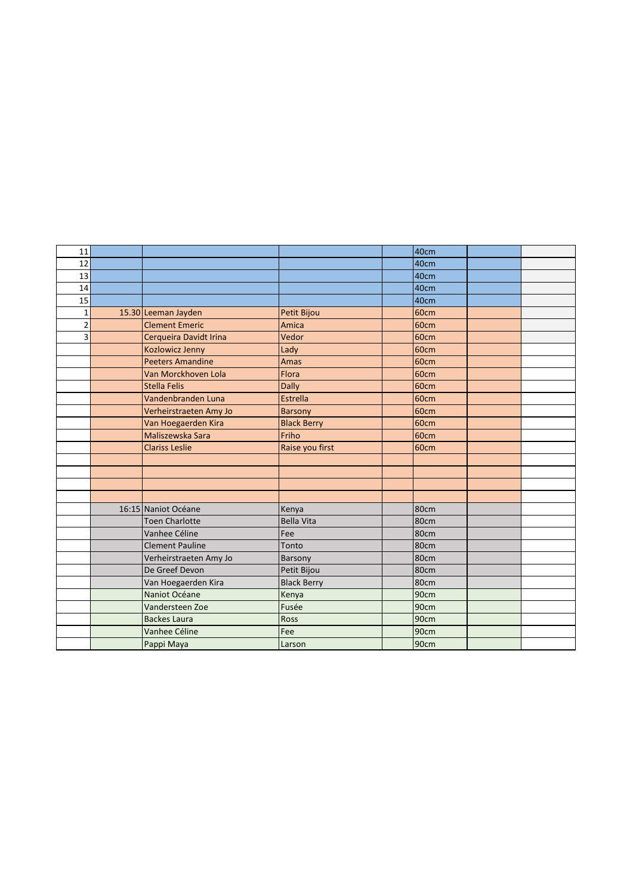| | | | | | | | |
|---|---|---|---|---|---|---|---|
| 11 | | | | | 40cm | | |
| 12 | | | | | 40cm | | |
| 13 | | | | | 40cm | | |
| 14 | | | | | 40cm | | |
| 15 | | | | | 40cm | | |
| 1 | 15.30 | Leeman Jayden | Petit Bijou | | 60cm | | |
| 2 | | Clement Emeric | Amica | | 60cm | | |
| 3 | | Cerqueira Davidt Irina | Vedor | | 60cm | | |
| | | Kozlowicz Jenny | Lady | | 60cm | | |
| | | Peeters Amandine | Amas | | 60cm | | |
| | | Van Morckhoven Lola | Flora | | 60cm | | |
| | | Stella Felis | Dally | | 60cm | | |
| | | Vandenbranden Luna | Estrella | | 60cm | | |
| | | Verheirstraeten Amy Jo | Barsony | | 60cm | | |
| | | Van Hoegaerden Kira | Black Berry | | 60cm | | |
| | | Maliszewska Sara | Friho | | 60cm | | |
| | | Clariss Leslie | Raise you first | | 60cm | | |
| | | | | | | | |
| | | | | | | | |
| | | | | | | | |
| | | | | | | | |
| | 16:15 | Naniot Océane | Kenya | | 80cm | | |
| | | Toen Charlotte | Bella Vita | | 80cm | | |
| | | Vanhee Céline | Fee | | 80cm | | |
| | | Clement Pauline | Tonto | | 80cm | | |
| | | Verheirstraeten Amy Jo | Barsony | | 80cm | | |
| | | De Greef Devon | Petit Bijou | | 80cm | | |
| | | Van Hoegaerden Kira | Black Berry | | 80cm | | |
| | | Naniot Océane | Kenya | | 90cm | | |
| | | Vandersteen Zoe | Fusée | | 90cm | | |
| | | Backes Laura | Ross | | 90cm | | |
| | | Vanhee Céline | Fee | | 90cm | | |
| | | Pappi Maya | Larson | | 90cm | | |